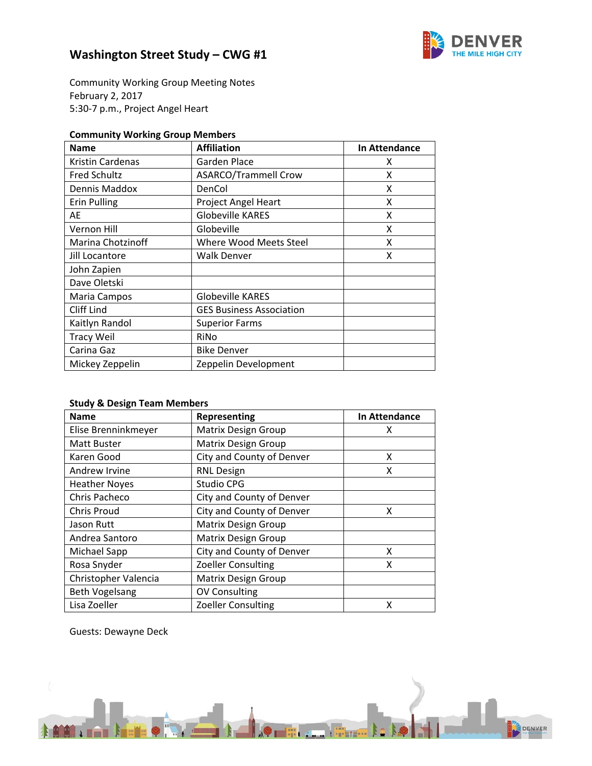# Washington Street Study – CWG #1

Community Working Group Meeting Notes
February 2, 2017
5:30-7 p.m., Project Angel Heart

**Community Working Group Members**

| Name | Affiliation | In Attendance |
|---|---|---|
| Kristin Cardenas | Garden Place | X |
| Fred Schultz | ASARCO/Trammell Crow | X |
| Dennis Maddox | DenCol | X |
| Erin Pulling | Project Angel Heart | X |
| AE | Globeville KARES | X |
| Vernon Hill | Globeville | X |
| Marina Chotzinoff | Where Wood Meets Steel | X |
| Jill Locantore | Walk Denver | X |
| John Zapien | | |
| Dave Oletski | | |
| Maria Campos | Globeville KARES | |
| Cliff Lind | GES Business Association | |
| Kaitlyn Randol | Superior Farms | |
| Tracy Weil | RiNo | |
| Carina Gaz | Bike Denver | |
| Mickey Zeppelin | Zeppelin Development | |

**Study & Design Team Members**

| Name | Representing | In Attendance |
|---|---|---|
| Elise Brenninkmeyer | Matrix Design Group | X |
| Matt Buster | Matrix Design Group | |
| Karen Good | City and County of Denver | X |
| Andrew Irvine | RNL Design | X |
| Heather Noyes | Studio CPG | |
| Chris Pacheco | City and County of Denver | |
| Chris Proud | City and County of Denver | X |
| Jason Rutt | Matrix Design Group | |
| Andrea Santoro | Matrix Design Group | |
| Michael Sapp | City and County of Denver | X |
| Rosa Snyder | Zoeller Consulting | X |
| Christopher Valencia | Matrix Design Group | |
| Beth Vogelsang | OV Consulting | |
| Lisa Zoeller | Zoeller Consulting | X |

Guests: Dewayne Deck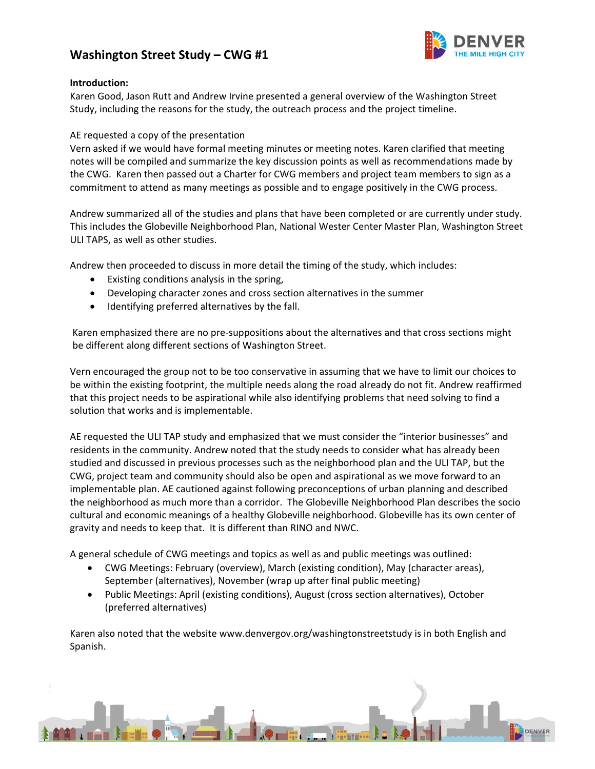## Washington Street Study – CWG #1

**Introduction:**

Karen Good, Jason Rutt and Andrew Irvine presented a general overview of the Washington Street Study, including the reasons for the study, the outreach process and the project timeline.

AE requested a copy of the presentation

Vern asked if we would have formal meeting minutes or meeting notes. Karen clarified that meeting notes will be compiled and summarize the key discussion points as well as recommendations made by the CWG. Karen then passed out a Charter for CWG members and project team members to sign as a commitment to attend as many meetings as possible and to engage positively in the CWG process.

Andrew summarized all of the studies and plans that have been completed or are currently under study. This includes the Globeville Neighborhood Plan, National Wester Center Master Plan, Washington Street ULI TAPS, as well as other studies.

Andrew then proceeded to discuss in more detail the timing of the study, which includes:

- Existing conditions analysis in the spring,
- Developing character zones and cross section alternatives in the summer
- Identifying preferred alternatives by the fall.

Karen emphasized there are no pre-suppositions about the alternatives and that cross sections might be different along different sections of Washington Street.

Vern encouraged the group not to be too conservative in assuming that we have to limit our choices to be within the existing footprint, the multiple needs along the road already do not fit. Andrew reaffirmed that this project needs to be aspirational while also identifying problems that need solving to find a solution that works and is implementable.

AE requested the ULI TAP study and emphasized that we must consider the "interior businesses" and residents in the community. Andrew noted that the study needs to consider what has already been studied and discussed in previous processes such as the neighborhood plan and the ULI TAP, but the CWG, project team and community should also be open and aspirational as we move forward to an implementable plan. AE cautioned against following preconceptions of urban planning and described the neighborhood as much more than a corridor. The Globeville Neighborhood Plan describes the socio cultural and economic meanings of a healthy Globeville neighborhood. Globeville has its own center of gravity and needs to keep that. It is different than RINO and NWC.

A general schedule of CWG meetings and topics as well as and public meetings was outlined:

- CWG Meetings: February (overview), March (existing condition), May (character areas), September (alternatives), November (wrap up after final public meeting)
- Public Meetings: April (existing conditions), August (cross section alternatives), October (preferred alternatives)

Karen also noted that the website www.denvergov.org/washingtonstreetstudy is in both English and Spanish.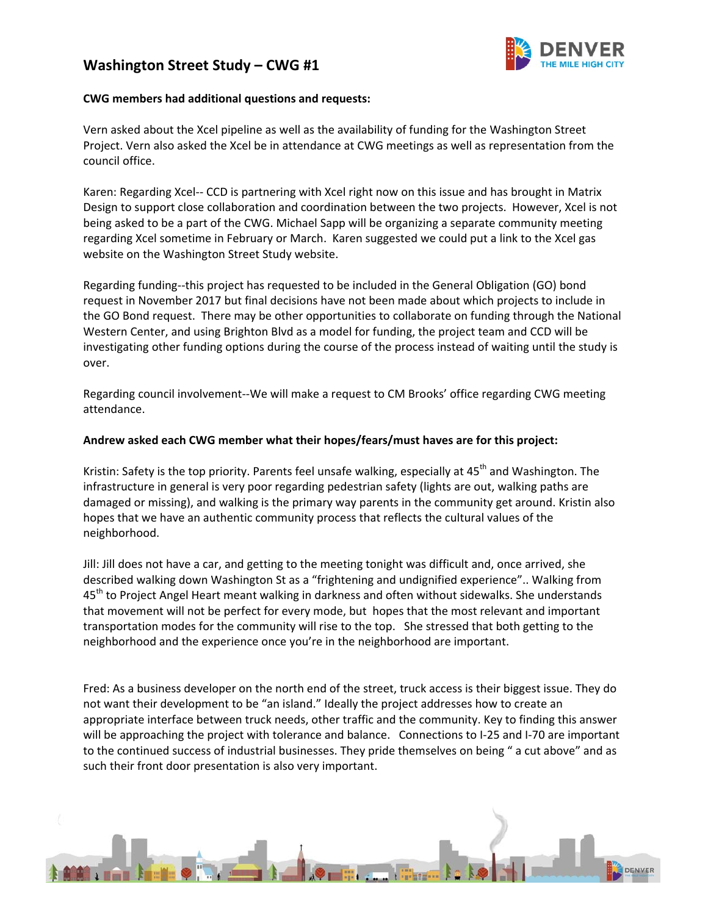**CWG members had additional questions and requests:**

Vern asked about the Xcel pipeline as well as the availability of funding for the Washington Street Project. Vern also asked the Xcel be in attendance at CWG meetings as well as representation from the council office.

Karen: Regarding Xcel-- CCD is partnering with Xcel right now on this issue and has brought in Matrix Design to support close collaboration and coordination between the two projects. However, Xcel is not being asked to be a part of the CWG. Michael Sapp will be organizing a separate community meeting regarding Xcel sometime in February or March. Karen suggested we could put a link to the Xcel gas website on the Washington Street Study website.

Regarding funding--this project has requested to be included in the General Obligation (GO) bond request in November 2017 but final decisions have not been made about which projects to include in the GO Bond request. There may be other opportunities to collaborate on funding through the National Western Center, and using Brighton Blvd as a model for funding, the project team and CCD will be investigating other funding options during the course of the process instead of waiting until the study is over.

Regarding council involvement--We will make a request to CM Brooks' office regarding CWG meeting attendance.

**Andrew asked each CWG member what their hopes/fears/must haves are for this project:**

Kristin: Safety is the top priority. Parents feel unsafe walking, especially at 45th and Washington. The infrastructure in general is very poor regarding pedestrian safety (lights are out, walking paths are damaged or missing), and walking is the primary way parents in the community get around. Kristin also hopes that we have an authentic community process that reflects the cultural values of the neighborhood.

Jill: Jill does not have a car, and getting to the meeting tonight was difficult and, once arrived, she described walking down Washington St as a "frightening and undignified experience".. Walking from 45th to Project Angel Heart meant walking in darkness and often without sidewalks. She understands that movement will not be perfect for every mode, but hopes that the most relevant and important transportation modes for the community will rise to the top. She stressed that both getting to the neighborhood and the experience once you're in the neighborhood are important.

Fred: As a business developer on the north end of the street, truck access is their biggest issue. They do not want their development to be "an island." Ideally the project addresses how to create an appropriate interface between truck needs, other traffic and the community. Key to finding this answer will be approaching the project with tolerance and balance. Connections to I-25 and I-70 are important to the continued success of industrial businesses. They pride themselves on being " a cut above" and as such their front door presentation is also very important.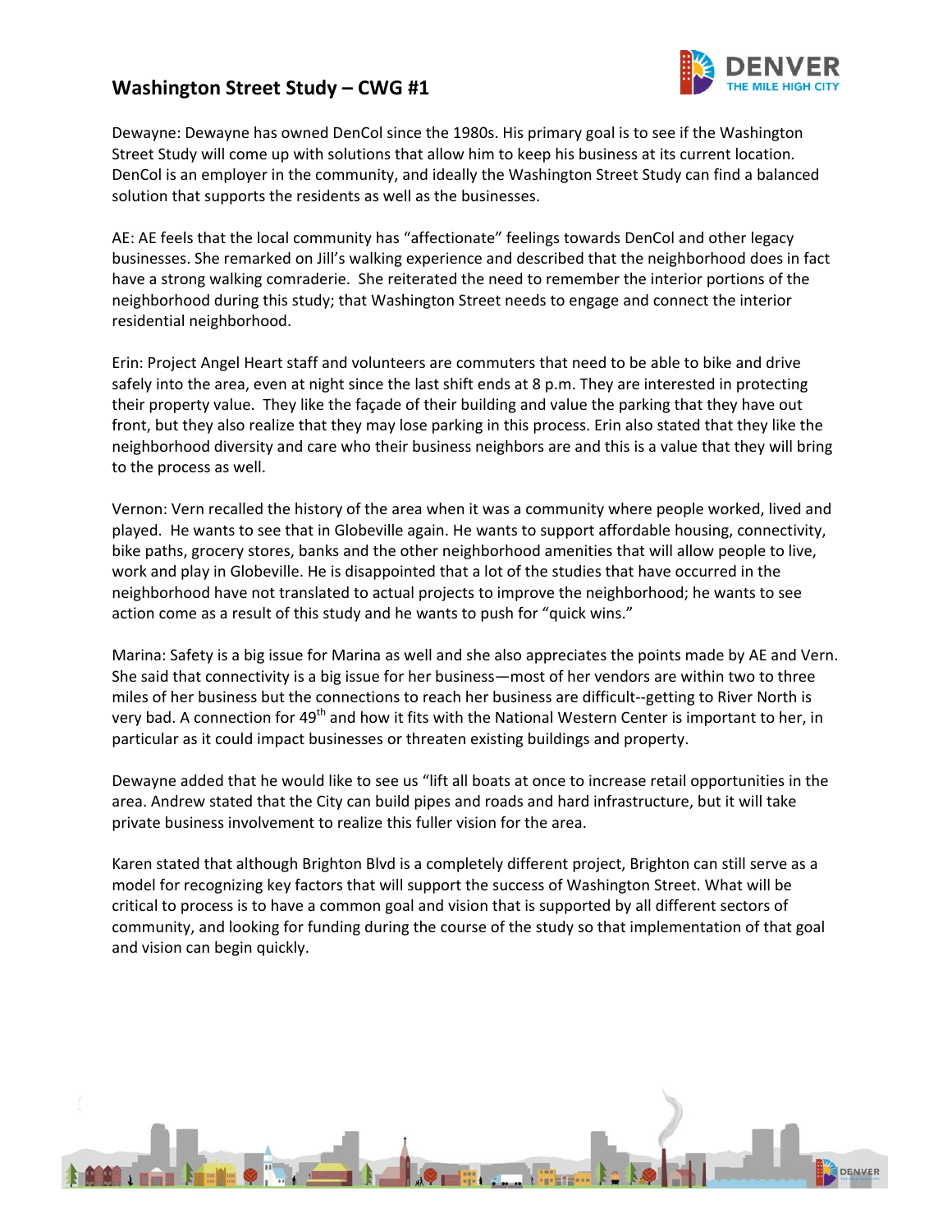Dewayne: Dewayne has owned DenCol since the 1980s. His primary goal is to see if the Washington Street Study will come up with solutions that allow him to keep his business at its current location. DenCol is an employer in the community, and ideally the Washington Street Study can find a balanced solution that supports the residents as well as the businesses.

AE: AE feels that the local community has "affectionate" feelings towards DenCol and other legacy businesses. She remarked on Jill's walking experience and described that the neighborhood does in fact have a strong walking comraderie. She reiterated the need to remember the interior portions of the neighborhood during this study; that Washington Street needs to engage and connect the interior residential neighborhood.

Erin: Project Angel Heart staff and volunteers are commuters that need to be able to bike and drive safely into the area, even at night since the last shift ends at 8 p.m. They are interested in protecting their property value. They like the façade of their building and value the parking that they have out front, but they also realize that they may lose parking in this process. Erin also stated that they like the neighborhood diversity and care who their business neighbors are and this is a value that they will bring to the process as well.

Vernon: Vern recalled the history of the area when it was a community where people worked, lived and played. He wants to see that in Globeville again. He wants to support affordable housing, connectivity, bike paths, grocery stores, banks and the other neighborhood amenities that will allow people to live, work and play in Globeville. He is disappointed that a lot of the studies that have occurred in the neighborhood have not translated to actual projects to improve the neighborhood; he wants to see action come as a result of this study and he wants to push for "quick wins."

Marina: Safety is a big issue for Marina as well and she also appreciates the points made by AE and Vern. She said that connectivity is a big issue for her business—most of her vendors are within two to three miles of her business but the connections to reach her business are difficult--getting to River North is very bad. A connection for 49th and how it fits with the National Western Center is important to her, in particular as it could impact businesses or threaten existing buildings and property.

Dewayne added that he would like to see us "lift all boats at once to increase retail opportunities in the area. Andrew stated that the City can build pipes and roads and hard infrastructure, but it will take private business involvement to realize this fuller vision for the area.

Karen stated that although Brighton Blvd is a completely different project, Brighton can still serve as a model for recognizing key factors that will support the success of Washington Street. What will be critical to process is to have a common goal and vision that is supported by all different sectors of community, and looking for funding during the course of the study so that implementation of that goal and vision can begin quickly.